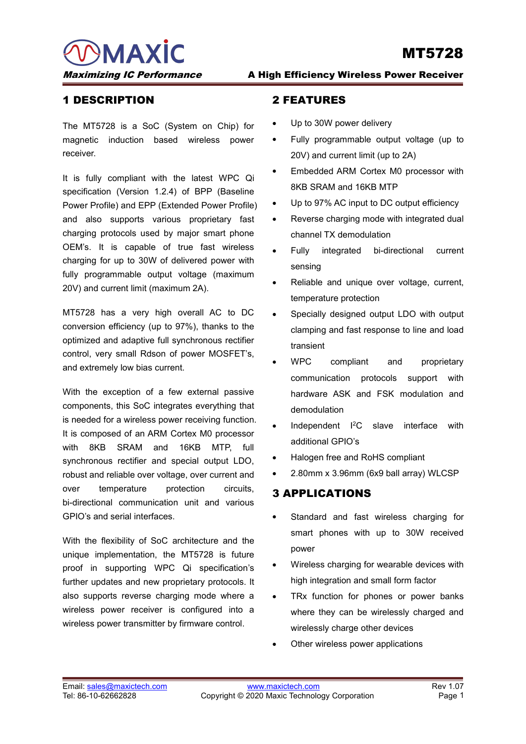# MT5728

**A High Efficiency Wireless Power Receiver**

## 1 DESCRIPTION

The MT5728 is a SoC (System on Chip) for magnetic induction based wireless power receiver.

It is fully compliant with the latest WPC Qi specification (Version 1.2.4) of BPP (Baseline Power Profile) and EPP (Extended Power Profile) and also supports various proprietary fast charging protocols used by major smart phone OEM's. It is capable of true fast wireless charging for up to 30W of delivered power with fully programmable output voltage (maximum 20V) and current limit (maximum 2A).

MT5728 has a very high overall AC to DC conversion efficiency (up to 97%), thanks to the optimized and adaptive full synchronous rectifier control, very small Rdson of power MOSFET's, and extremely low bias current.

With the exception of a few external passive components, this SoC integrates everything that is needed for a wireless power receiving function. It is composed of an ARM Cortex M0 processor with 8KB SRAM and 16KB MTP, full synchronous rectifier and special output LDO, robust and reliable over voltage, over current and over temperature protection circuits, bi-directional communication unit and various GPIO's and serial interfaces.

With the flexibility of SoC architecture and the unique implementation, the MT5728 is future proof in supporting WPC Qi specification's further updates and new proprietary protocols. It also supports reverse charging mode where a wireless power receiver is configured into a wireless power transmitter by firmware control.

## 2 FEATURES

- Up to 30W power delivery
- Fully programmable output voltage (up to 20V) and current limit (up to 2A)
- Embedded ARM Cortex M0 processor with 8KB SRAM and 16KB MTP
- Up to 97% AC input to DC output efficiency
- Reverse charging mode with integrated dual channel TX demodulation
- Fully integrated bi-directional current sensing
- Reliable and unique over voltage, current, temperature protection
- Specially designed output LDO with output clamping and fast response to line and load transient
- WPC compliant and proprietary communication protocols support with hardware ASK and FSK modulation and demodulation
- Independent I$^2$C slave interface with additional GPIO's
- Halogen free and RoHS compliant
- 2.80mm x 3.96mm (6x9 ball array) WLCSP

## 3 APPLICATIONS

- Standard and fast wireless charging for smart phones with up to 30W received power
- Wireless charging for wearable devices with high integration and small form factor
- TRx function for phones or power banks where they can be wirelessly charged and wirelessly charge other devices
- Other wireless power applications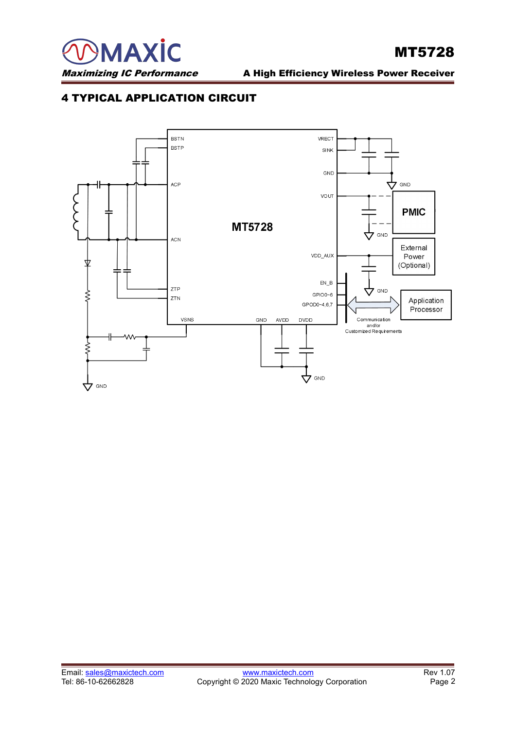## 4 TYPICAL APPLICATION CIRCUIT

BSTN
BSTP
ACP
ACN
ZTP
ZTN
VSNS
GND
AVDD
DVDD
VRECT
SINK
GND
VOUT
VDD_AUX
EN_B
GPIO0~6
GPOD0~4,6,7
MT5728
GND
PMIC
GND
External Power (Optional)
GND
Application Processor
Communication and/or Customized Requirements
GND
GND